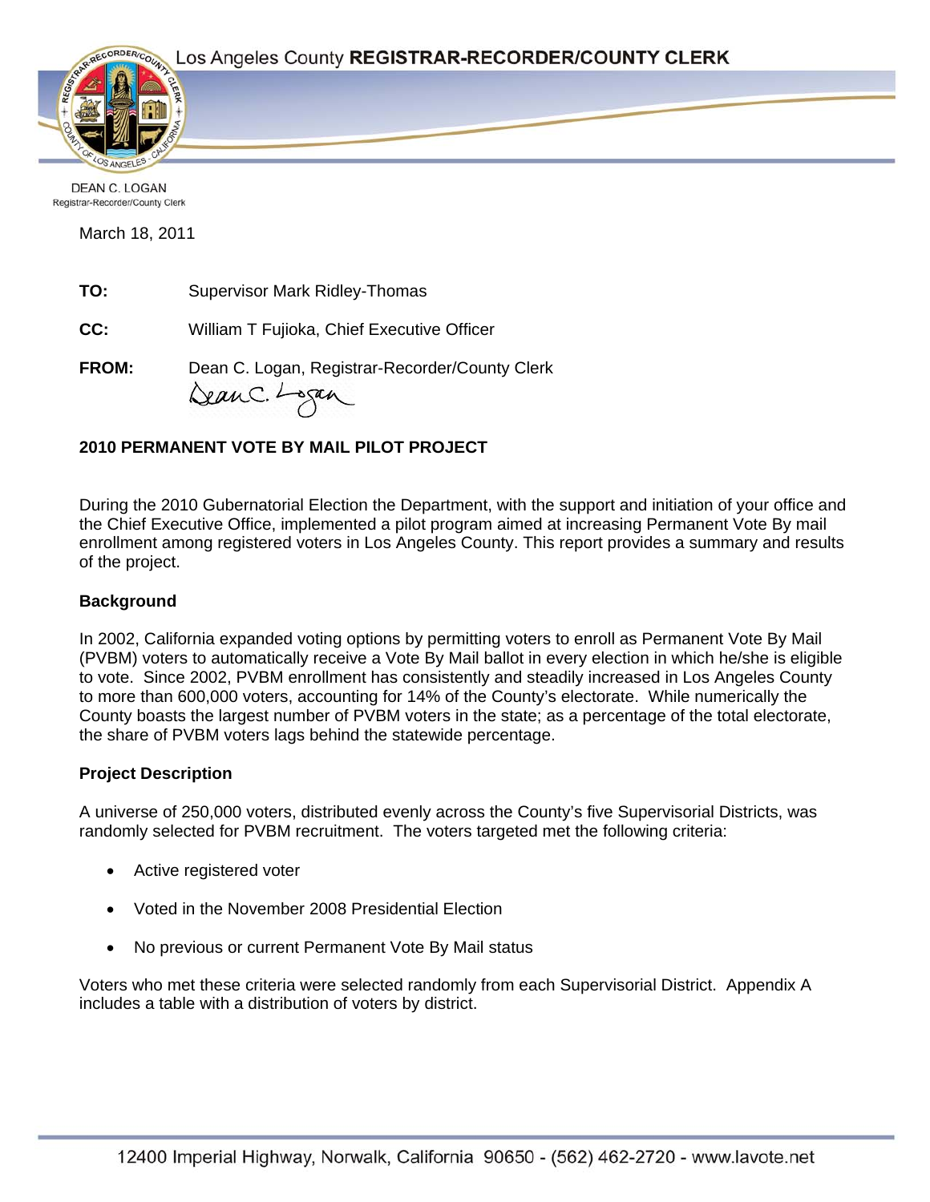Los Angeles County **REGISTRAR-RECORDER/COUNTY CLERK**

DEAN C. LOGAN
Registrar-Recorder/County Clerk

March 18, 2011

**TO:** Supervisor Mark Ridley-Thomas

**CC:** William T Fujioka, Chief Executive Officer

**FROM:** Dean C. Logan, Registrar-Recorder/County Clerk

**2010 PERMANENT VOTE BY MAIL PILOT PROJECT**

During the 2010 Gubernatorial Election the Department, with the support and initiation of your office and the Chief Executive Office, implemented a pilot program aimed at increasing Permanent Vote By mail enrollment among registered voters in Los Angeles County. This report provides a summary and results of the project.

**Background**

In 2002, California expanded voting options by permitting voters to enroll as Permanent Vote By Mail (PVBM) voters to automatically receive a Vote By Mail ballot in every election in which he/she is eligible to vote. Since 2002, PVBM enrollment has consistently and steadily increased in Los Angeles County to more than 600,000 voters, accounting for 14% of the County's electorate. While numerically the County boasts the largest number of PVBM voters in the state; as a percentage of the total electorate, the share of PVBM voters lags behind the statewide percentage.

**Project Description**

A universe of 250,000 voters, distributed evenly across the County's five Supervisorial Districts, was randomly selected for PVBM recruitment. The voters targeted met the following criteria:

- Active registered voter
- Voted in the November 2008 Presidential Election
- No previous or current Permanent Vote By Mail status

Voters who met these criteria were selected randomly from each Supervisorial District. Appendix A includes a table with a distribution of voters by district.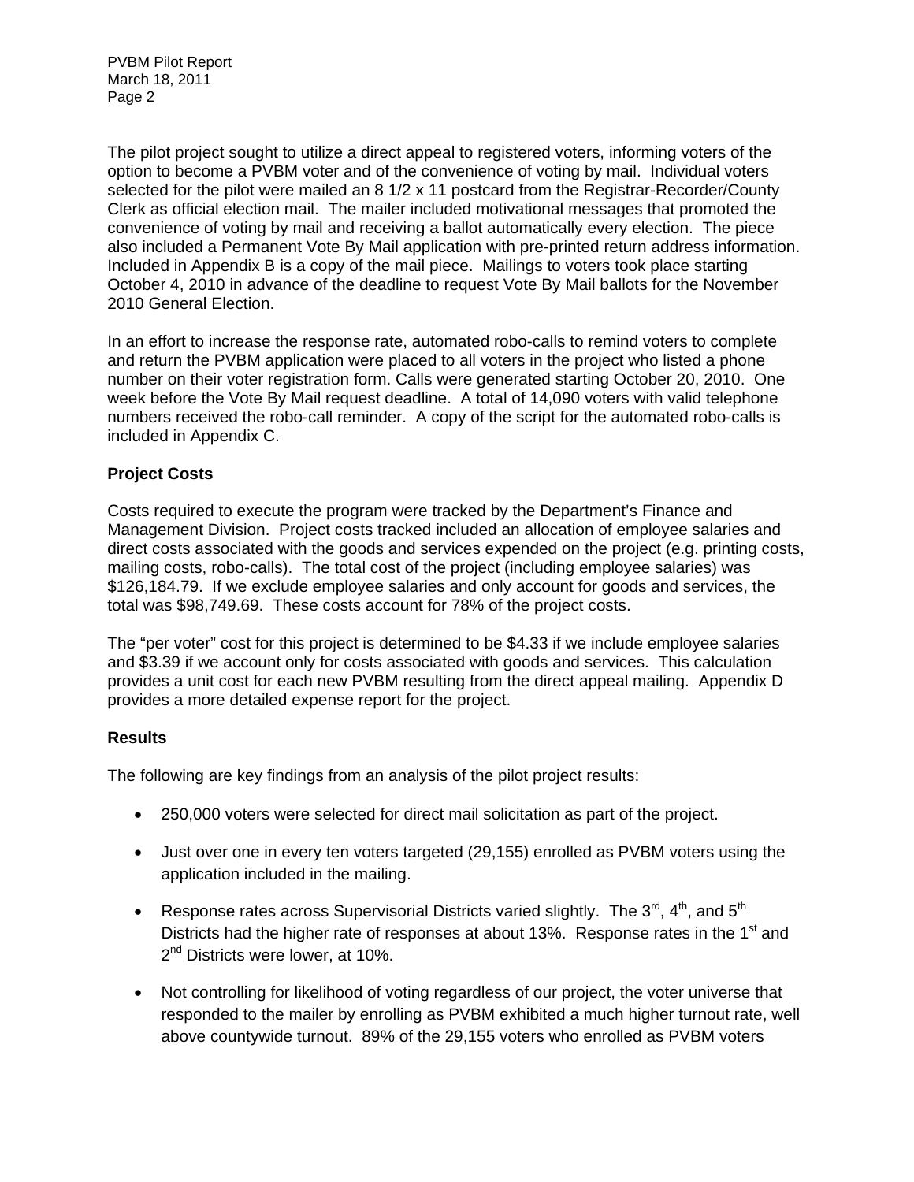The pilot project sought to utilize a direct appeal to registered voters, informing voters of the option to become a PVBM voter and of the convenience of voting by mail. Individual voters selected for the pilot were mailed an 8 1/2 x 11 postcard from the Registrar-Recorder/County Clerk as official election mail. The mailer included motivational messages that promoted the convenience of voting by mail and receiving a ballot automatically every election. The piece also included a Permanent Vote By Mail application with pre-printed return address information. Included in Appendix B is a copy of the mail piece. Mailings to voters took place starting October 4, 2010 in advance of the deadline to request Vote By Mail ballots for the November 2010 General Election.

In an effort to increase the response rate, automated robo-calls to remind voters to complete and return the PVBM application were placed to all voters in the project who listed a phone number on their voter registration form. Calls were generated starting October 20, 2010. One week before the Vote By Mail request deadline. A total of 14,090 voters with valid telephone numbers received the robo-call reminder. A copy of the script for the automated robo-calls is included in Appendix C.

**Project Costs**

Costs required to execute the program were tracked by the Department's Finance and Management Division. Project costs tracked included an allocation of employee salaries and direct costs associated with the goods and services expended on the project (e.g. printing costs, mailing costs, robo-calls). The total cost of the project (including employee salaries) was $126,184.79. If we exclude employee salaries and only account for goods and services, the total was $98,749.69. These costs account for 78% of the project costs.

The "per voter" cost for this project is determined to be $4.33 if we include employee salaries and $3.39 if we account only for costs associated with goods and services. This calculation provides a unit cost for each new PVBM resulting from the direct appeal mailing. Appendix D provides a more detailed expense report for the project.

**Results**

The following are key findings from an analysis of the pilot project results:

- 250,000 voters were selected for direct mail solicitation as part of the project.
- Just over one in every ten voters targeted (29,155) enrolled as PVBM voters using the application included in the mailing.
- Response rates across Supervisorial Districts varied slightly. The 3rd, 4th, and 5th Districts had the higher rate of responses at about 13%. Response rates in the 1st and 2nd Districts were lower, at 10%.
- Not controlling for likelihood of voting regardless of our project, the voter universe that responded to the mailer by enrolling as PVBM exhibited a much higher turnout rate, well above countywide turnout. 89% of the 29,155 voters who enrolled as PVBM voters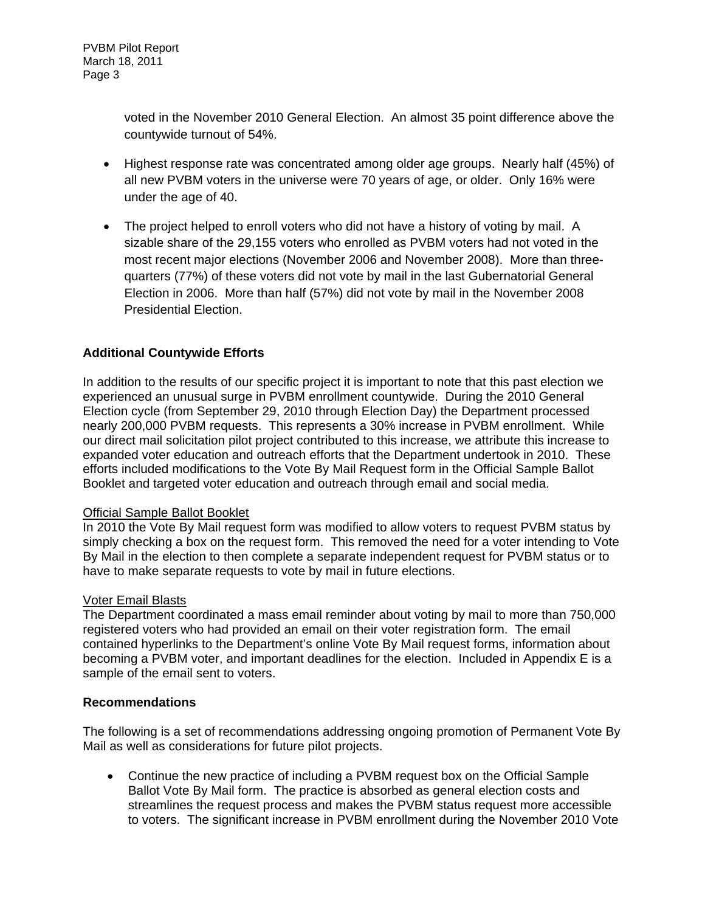voted in the November 2010 General Election. An almost 35 point difference above the countywide turnout of 54%.

- Highest response rate was concentrated among older age groups. Nearly half (45%) of all new PVBM voters in the universe were 70 years of age, or older. Only 16% were under the age of 40.
- The project helped to enroll voters who did not have a history of voting by mail. A sizable share of the 29,155 voters who enrolled as PVBM voters had not voted in the most recent major elections (November 2006 and November 2008). More than three-quarters (77%) of these voters did not vote by mail in the last Gubernatorial General Election in 2006. More than half (57%) did not vote by mail in the November 2008 Presidential Election.

**Additional Countywide Efforts**

In addition to the results of our specific project it is important to note that this past election we experienced an unusual surge in PVBM enrollment countywide. During the 2010 General Election cycle (from September 29, 2010 through Election Day) the Department processed nearly 200,000 PVBM requests. This represents a 30% increase in PVBM enrollment. While our direct mail solicitation pilot project contributed to this increase, we attribute this increase to expanded voter education and outreach efforts that the Department undertook in 2010. These efforts included modifications to the Vote By Mail Request form in the Official Sample Ballot Booklet and targeted voter education and outreach through email and social media.

<u>Official Sample Ballot Booklet</u>
In 2010 the Vote By Mail request form was modified to allow voters to request PVBM status by simply checking a box on the request form. This removed the need for a voter intending to Vote By Mail in the election to then complete a separate independent request for PVBM status or to have to make separate requests to vote by mail in future elections.

<u>Voter Email Blasts</u>
The Department coordinated a mass email reminder about voting by mail to more than 750,000 registered voters who had provided an email on their voter registration form. The email contained hyperlinks to the Department's online Vote By Mail request forms, information about becoming a PVBM voter, and important deadlines for the election. Included in Appendix E is a sample of the email sent to voters.

**Recommendations**

The following is a set of recommendations addressing ongoing promotion of Permanent Vote By Mail as well as considerations for future pilot projects.

- Continue the new practice of including a PVBM request box on the Official Sample Ballot Vote By Mail form. The practice is absorbed as general election costs and streamlines the request process and makes the PVBM status request more accessible to voters. The significant increase in PVBM enrollment during the November 2010 Vote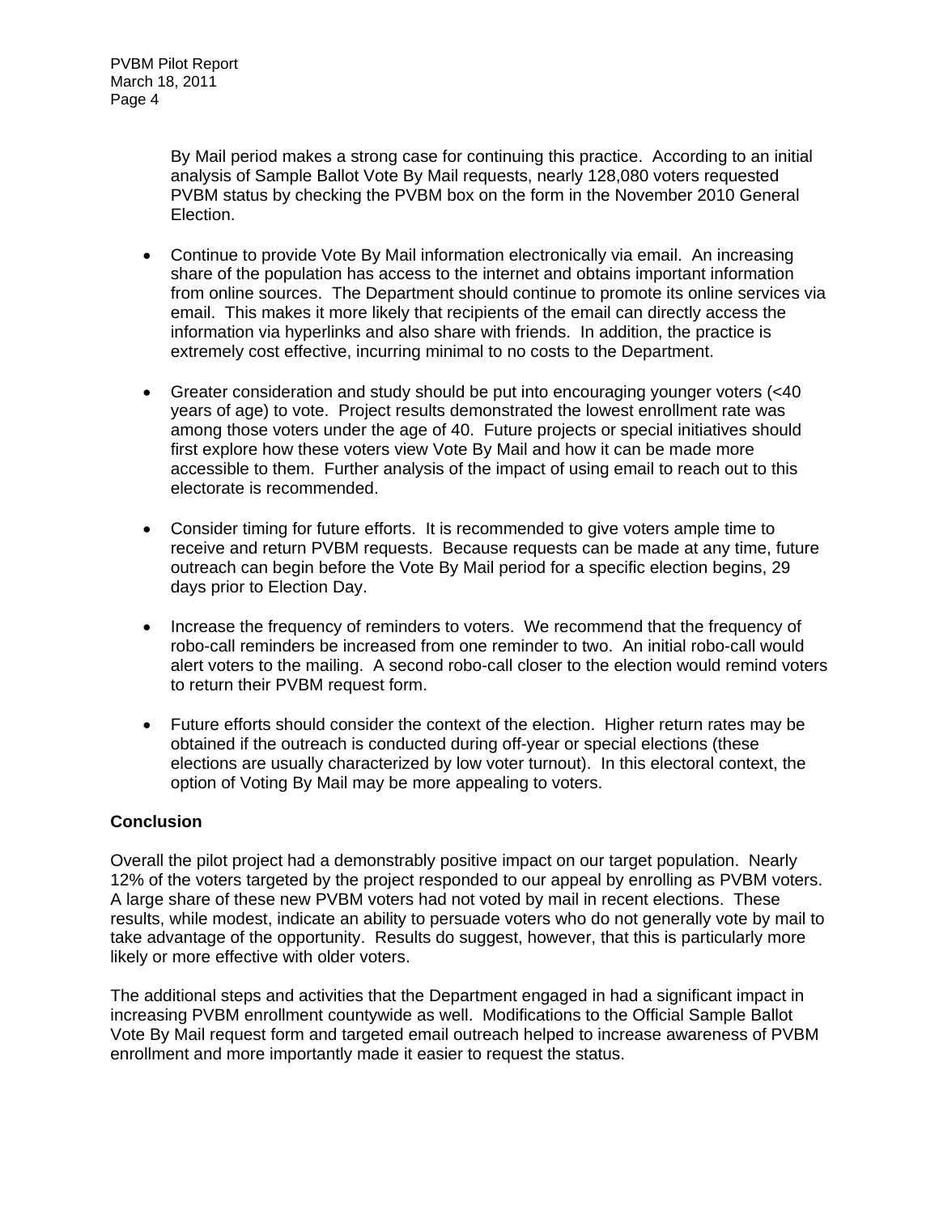By Mail period makes a strong case for continuing this practice. According to an initial analysis of Sample Ballot Vote By Mail requests, nearly 128,080 voters requested PVBM status by checking the PVBM box on the form in the November 2010 General Election.

- Continue to provide Vote By Mail information electronically via email. An increasing share of the population has access to the internet and obtains important information from online sources. The Department should continue to promote its online services via email. This makes it more likely that recipients of the email can directly access the information via hyperlinks and also share with friends. In addition, the practice is extremely cost effective, incurring minimal to no costs to the Department.

- Greater consideration and study should be put into encouraging younger voters (<40 years of age) to vote. Project results demonstrated the lowest enrollment rate was among those voters under the age of 40. Future projects or special initiatives should first explore how these voters view Vote By Mail and how it can be made more accessible to them. Further analysis of the impact of using email to reach out to this electorate is recommended.

- Consider timing for future efforts. It is recommended to give voters ample time to receive and return PVBM requests. Because requests can be made at any time, future outreach can begin before the Vote By Mail period for a specific election begins, 29 days prior to Election Day.

- Increase the frequency of reminders to voters. We recommend that the frequency of robo-call reminders be increased from one reminder to two. An initial robo-call would alert voters to the mailing. A second robo-call closer to the election would remind voters to return their PVBM request form.

- Future efforts should consider the context of the election. Higher return rates may be obtained if the outreach is conducted during off-year or special elections (these elections are usually characterized by low voter turnout). In this electoral context, the option of Voting By Mail may be more appealing to voters.

**Conclusion**

Overall the pilot project had a demonstrably positive impact on our target population. Nearly 12% of the voters targeted by the project responded to our appeal by enrolling as PVBM voters. A large share of these new PVBM voters had not voted by mail in recent elections. These results, while modest, indicate an ability to persuade voters who do not generally vote by mail to take advantage of the opportunity. Results do suggest, however, that this is particularly more likely or more effective with older voters.

The additional steps and activities that the Department engaged in had a significant impact in increasing PVBM enrollment countywide as well. Modifications to the Official Sample Ballot Vote By Mail request form and targeted email outreach helped to increase awareness of PVBM enrollment and more importantly made it easier to request the status.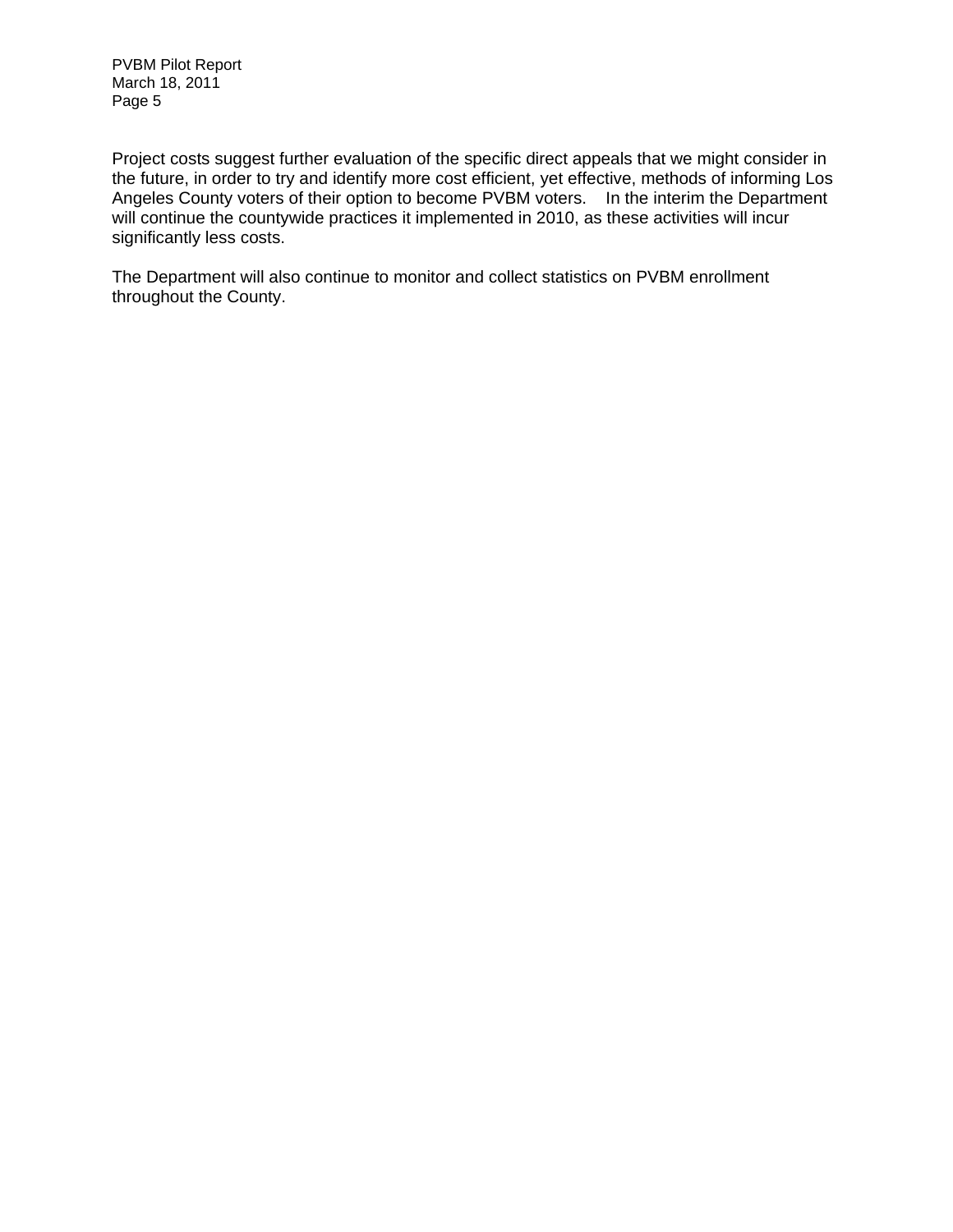Project costs suggest further evaluation of the specific direct appeals that we might consider in the future, in order to try and identify more cost efficient, yet effective, methods of informing Los Angeles County voters of their option to become PVBM voters. In the interim the Department will continue the countywide practices it implemented in 2010, as these activities will incur significantly less costs.

The Department will also continue to monitor and collect statistics on PVBM enrollment throughout the County.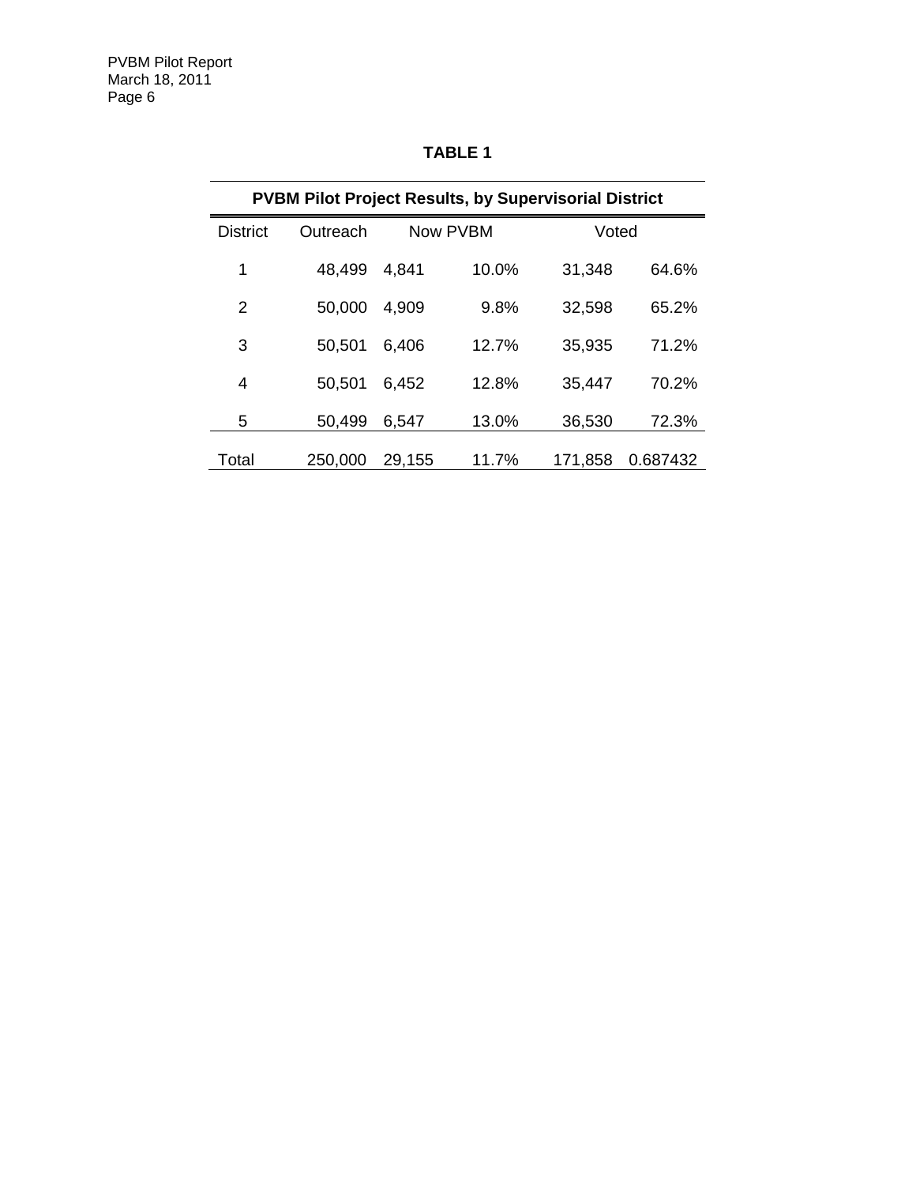**TABLE 1**

| PVBM Pilot Project Results, by Supervisorial District | | | | | |
|---|---|---|---|---|---|
| District | Outreach | Now PVBM | | Voted | |
| 1 | 48,499 | 4,841 | 10.0% | 31,348 | 64.6% |
| 2 | 50,000 | 4,909 | 9.8% | 32,598 | 65.2% |
| 3 | 50,501 | 6,406 | 12.7% | 35,935 | 71.2% |
| 4 | 50,501 | 6,452 | 12.8% | 35,447 | 70.2% |
| 5 | 50,499 | 6,547 | 13.0% | 36,530 | 72.3% |
| Total | 250,000 | 29,155 | 11.7% | 171,858 | 0.687432 |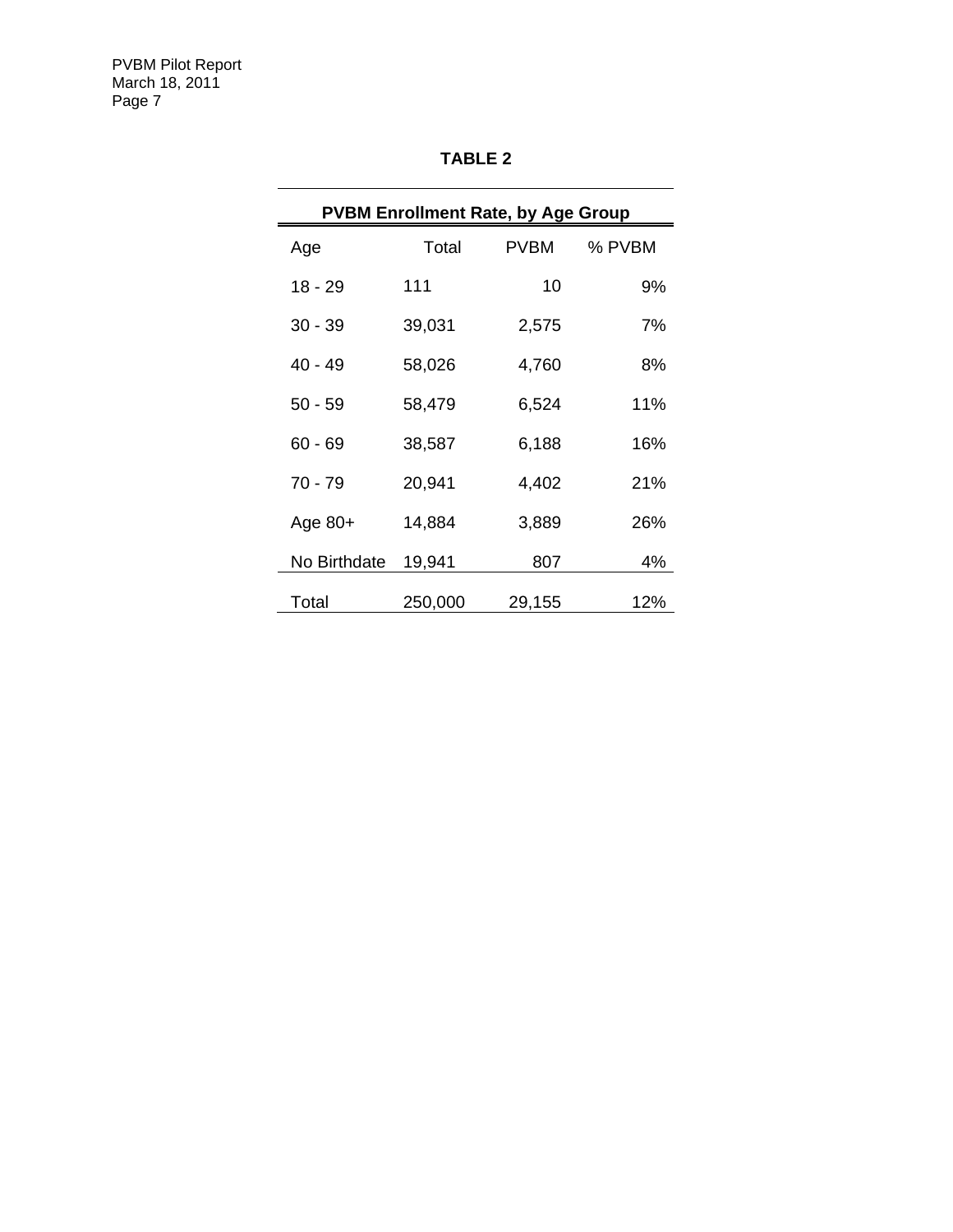**TABLE 2**

| PVBM Enrollment Rate, by Age Group | | | |
|---|---|---|---|
| Age | Total | PVBM | % PVBM |
| 18 - 29 | 111 | 10 | 9% |
| 30 - 39 | 39,031 | 2,575 | 7% |
| 40 - 49 | 58,026 | 4,760 | 8% |
| 50 - 59 | 58,479 | 6,524 | 11% |
| 60 - 69 | 38,587 | 6,188 | 16% |
| 70 - 79 | 20,941 | 4,402 | 21% |
| Age 80+ | 14,884 | 3,889 | 26% |
| No Birthdate | 19,941 | 807 | 4% |
| Total | 250,000 | 29,155 | 12% |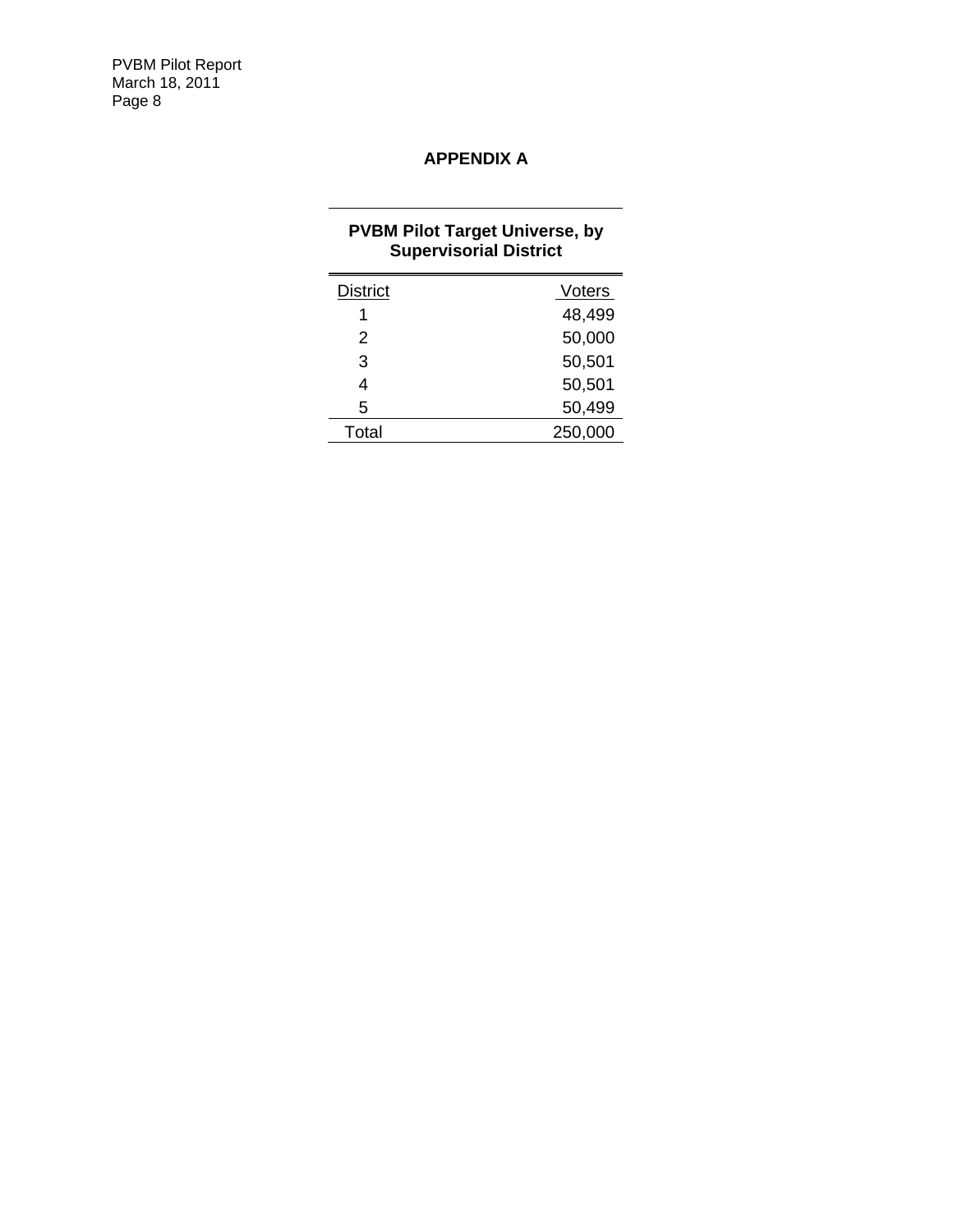## APPENDIX A

**PVBM Pilot Target Universe, by Supervisorial District**

| District | Voters |
|---|---|
| 1 | 48,499 |
| 2 | 50,000 |
| 3 | 50,501 |
| 4 | 50,501 |
| 5 | 50,499 |
| Total | 250,000 |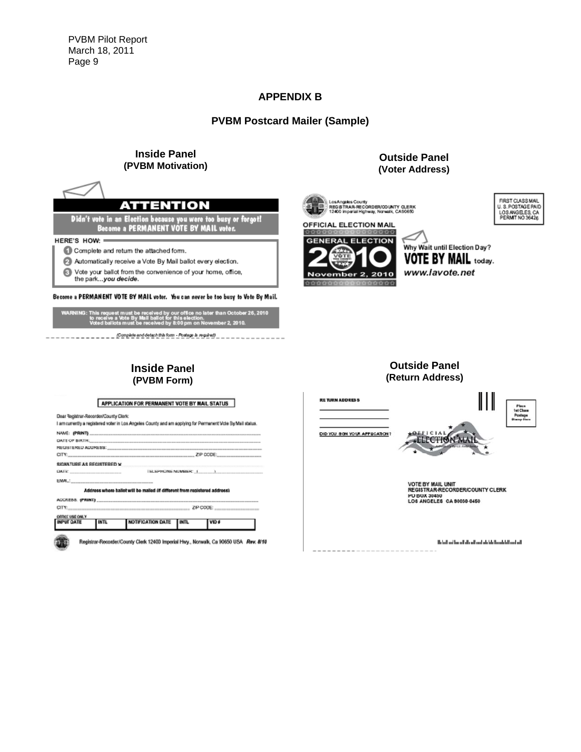## APPENDIX B

### PVBM Postcard Mailer (Sample)

**Inside Panel**
**(PVBM Motivation)**

**ATTENTION**

**Didn't vote in an Election because you were too busy or forgot! Become a PERMANENT VOTE BY MAIL voter.**

HERE'S HOW:

1. Complete and return the attached form.
2. Automatically receive a Vote By Mail ballot every election.
3. Vote your ballot from the convenience of your home, office, the park...*you decide.*

**Become a PERMANENT VOTE BY MAIL voter. You can never be too busy to Vote By Mail.**

**WARNING: This request must be received by our office no later than October 26, 2010 to receive a Vote By Mail ballot for this election. Voted ballots must be received by 8:00 pm on November 2, 2010.**

*(Complete and detach this form - Postage is required)*

**Outside Panel**
**(Voter Address)**

Los Angeles County
REGISTRAR-RECORDER/COUNTY CLERK
12400 Imperial Highway, Norwalk, CA90650

FIRST CLASS MAIL
U. S. POSTAGE PAID
LOS ANGELES, CA
PERMIT NO 36426

OFFICIAL ELECTION MAIL

GENERAL ELECTION
2010
November 2, 2010

Why Wait until Election Day?
**VOTE BY MAIL today.**
*www.lavote.net*

**Inside Panel**
**(PVBM Form)**

**APPLICATION FOR PERMANENT VOTE BY MAIL STATUS**

Dear Registrar-Recorder/County Clerk:
I am currently a registered voter in Los Angeles County and am applying for Permanent Vote By Mail status.

NAME: (PRINT) ______________________
DATE OF BIRTH: ______________________
REGISTERED ADDRESS: ______________________
CITY: ______________________ ZIP CODE: ______________________

SIGNATURE AS REGISTERED ✗ ______________________
DATE ______________________ TELEPHONE NUMBER: (______) ______________________
EMAIL: ______________________

**Address where ballot will be mailed (if different from registered address)**

ADDRESS: (PRINT) ______________________
CITY: ______________________ ZIP CODE: ______________________

OFFICE USE ONLY

| INPUT DATE | INTL | NOTIFICATION DATE | INTL | VID # |
|---|---|---|---|---|
| | | | | |

Registrar-Recorder/County Clerk 12400 Imperial Hwy., Norwalk, Ca 90650 USA *Rev. 8/10*

**Outside Panel**
**(Return Address)**

RETURN ADDRESS
______________________
______________________
______________________

DID YOU SIGN YOUR APPLICATION?

Place 1st Class Postage Stamp Here

OFFICIAL ELECTION MAIL

VOTE BY MAIL UNIT
REGISTRAR-RECORDER/COUNTY CLERK
PO BOX 30450
LOS ANGELES CA 90030-0450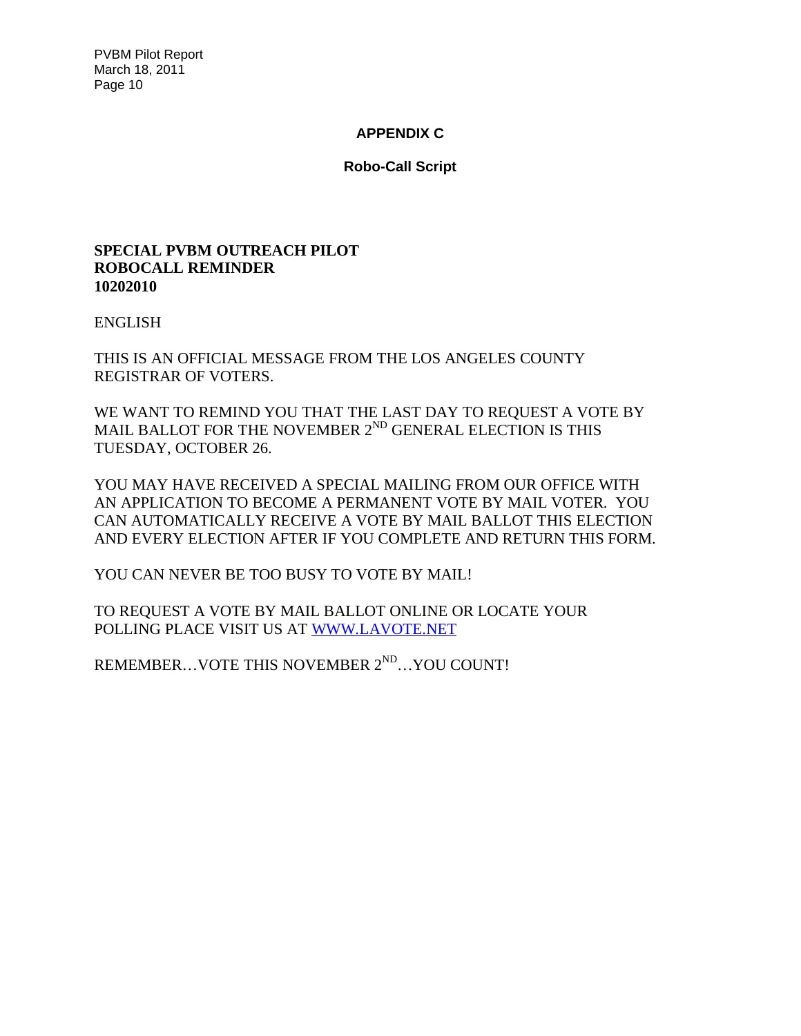## APPENDIX C

### Robo-Call Script

**SPECIAL PVBM OUTREACH PILOT**
**ROBOCALL REMINDER**
**10202010**

ENGLISH

THIS IS AN OFFICIAL MESSAGE FROM THE LOS ANGELES COUNTY REGISTRAR OF VOTERS.

WE WANT TO REMIND YOU THAT THE LAST DAY TO REQUEST A VOTE BY MAIL BALLOT FOR THE NOVEMBER 2ND GENERAL ELECTION IS THIS TUESDAY, OCTOBER 26.

YOU MAY HAVE RECEIVED A SPECIAL MAILING FROM OUR OFFICE WITH AN APPLICATION TO BECOME A PERMANENT VOTE BY MAIL VOTER. YOU CAN AUTOMATICALLY RECEIVE A VOTE BY MAIL BALLOT THIS ELECTION AND EVERY ELECTION AFTER IF YOU COMPLETE AND RETURN THIS FORM.

YOU CAN NEVER BE TOO BUSY TO VOTE BY MAIL!

TO REQUEST A VOTE BY MAIL BALLOT ONLINE OR LOCATE YOUR POLLING PLACE VISIT US AT [WWW.LAVOTE.NET](http://www.lavote.net)

REMEMBER…VOTE THIS NOVEMBER 2ND…YOU COUNT!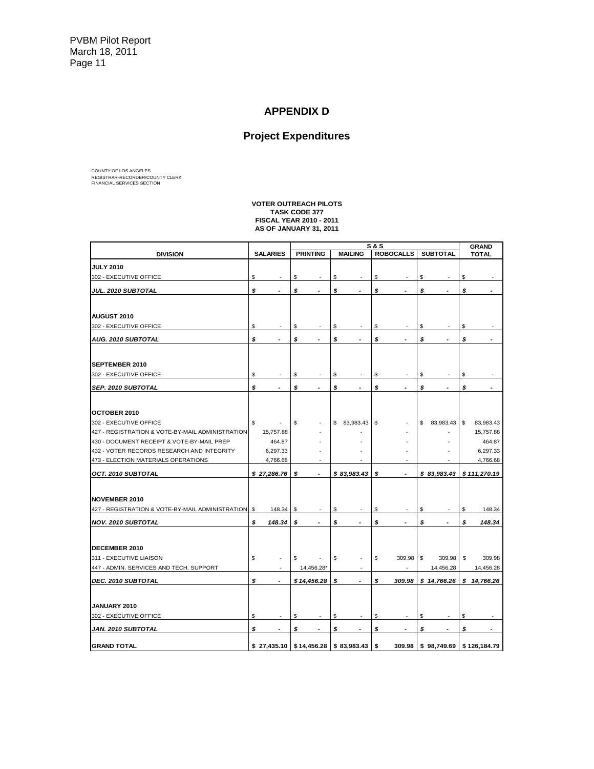# APPENDIX D

## Project Expenditures

COUNTY OF LOS ANGELES
REGISTRAR-RECORDER/COUNTY CLERK
FINANCIAL SERVICES SECTION

**VOTER OUTREACH PILOTS**
**TASK CODE 377**
**FISCAL YEAR 2010 - 2011**
**AS OF JANUARY 31, 2011**

| | | S & S | | | | | GRAND |
|---|---|---|---|---|---|---|---|
| **DIVISION** | **SALARIES** | **PRINTING** | **MAILING** | **ROBOCALLS** | **SUBTOTAL** | | **TOTAL** |
| **JULY 2010** | | | | | | | |
| 302 - EXECUTIVE OFFICE | $ - | $ - | $ - | $ - | $ - | | $ - |
| ***JUL. 2010 SUBTOTAL*** | ***$ -*** | ***$ -*** | ***$ -*** | ***$ -*** | ***$ -*** | | ***$ -*** |
| **AUGUST 2010** | | | | | | | |
| 302 - EXECUTIVE OFFICE | $ - | $ - | $ - | $ - | $ - | | $ - |
| ***AUG. 2010 SUBTOTAL*** | ***$ -*** | ***$ -*** | ***$ -*** | ***$ -*** | ***$ -*** | | ***$ -*** |
| **SEPTEMBER 2010** | | | | | | | |
| 302 - EXECUTIVE OFFICE | $ - | $ - | $ - | $ - | $ - | | $ - |
| ***SEP. 2010 SUBTOTAL*** | ***$ -*** | ***$ -*** | ***$ -*** | ***$ -*** | ***$ -*** | | ***$ -*** |
| **OCTOBER 2010** | | | | | | | |
| 302 - EXECUTIVE OFFICE | $ - | $ - | $ 83,983.43 | $ - | $ 83,983.43 | | $ 83,983.43 |
| 427 - REGISTRATION & VOTE-BY-MAIL ADMINISTRATION | 15,757.88 | - | - | - | - | | 15,757.88 |
| 430 - DOCUMENT RECEIPT & VOTE-BY-MAIL PREP | 464.87 | - | - | - | - | | 464.87 |
| 432 - VOTER RECORDS RESEARCH AND INTEGRITY | 6,297.33 | - | - | - | - | | 6,297.33 |
| 473 - ELECTION MATERIALS OPERATIONS | 4,766.68 | - | - | - | - | | 4,766.68 |
| ***OCT. 2010 SUBTOTAL*** | ***$ 27,286.76*** | ***$ -*** | ***$ 83,983.43*** | ***$ -*** | ***$ 83,983.43*** | | ***$ 111,270.19*** |
| **NOVEMBER 2010** | | | | | | | |
| 427 - REGISTRATION & VOTE-BY-MAIL ADMINISTRATION | $ 148.34 | $ - | $ - | $ - | $ - | | $ 148.34 |
| ***NOV. 2010 SUBTOTAL*** | ***$ 148.34*** | ***$ -*** | ***$ -*** | ***$ -*** | ***$ -*** | | ***$ 148.34*** |
| **DECEMBER 2010** | | | | | | | |
| 311 - EXECUTIVE LIAISON | $ - | $ - | $ - | $ 309.98 | $ 309.98 | | $ 309.98 |
| 447 - ADMIN. SERVICES AND TECH. SUPPORT | - | 14,456.28* | - | - | 14,456.28 | | 14,456.28 |
| ***DEC. 2010 SUBTOTAL*** | ***$ -*** | ***$ 14,456.28*** | ***$ -*** | ***$ 309.98*** | ***$ 14,766.26*** | | ***$ 14,766.26*** |
| **JANUARY 2010** | | | | | | | |
| 302 - EXECUTIVE OFFICE | $ - | $ - | $ - | $ - | $ - | | $ - |
| ***JAN. 2010 SUBTOTAL*** | ***$ -*** | ***$ -*** | ***$ -*** | ***$ -*** | ***$ -*** | | ***$ -*** |
| **GRAND TOTAL** | **$ 27,435.10** | **$ 14,456.28** | **$ 83,983.43** | **$ 309.98** | **$ 98,749.69** | | **$ 126,184.79** |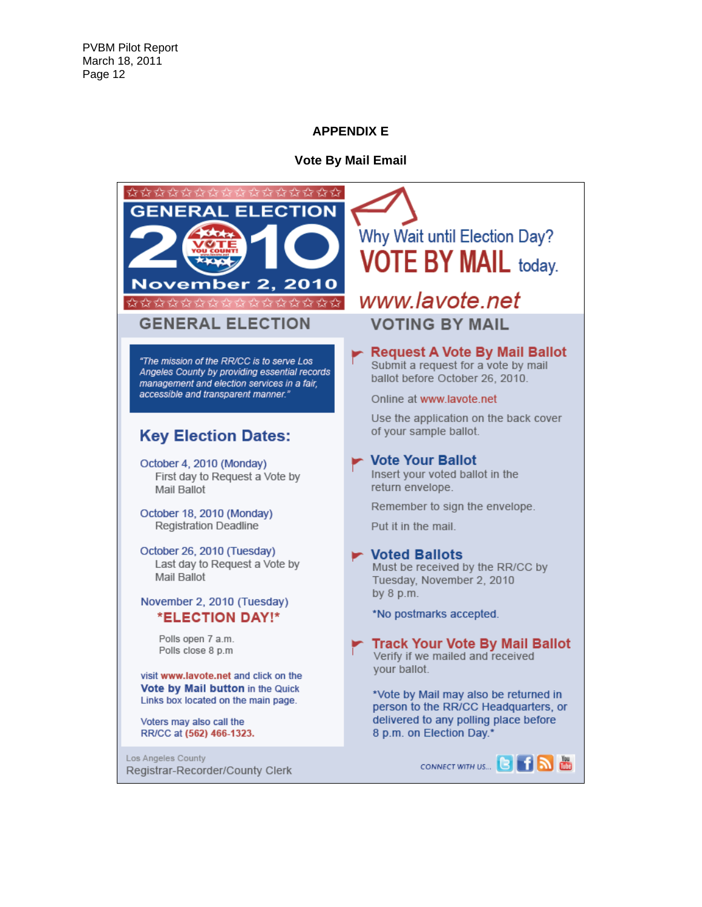## APPENDIX E

### Vote By Mail Email

GENERAL ELECTION

2010

VOTE YOU COUNT!

November 2, 2010

Why Wait until Election Day?

VOTE BY MAIL today.

www.lavote.net

#### GENERAL ELECTION

*"The mission of the RR/CC is to serve Los Angeles County by providing essential records management and election services in a fair, accessible and transparent manner."*

#### Key Election Dates:

October 4, 2010 (Monday)
First day to Request a Vote by Mail Ballot

October 18, 2010 (Monday)
Registration Deadline

October 26, 2010 (Tuesday)
Last day to Request a Vote by Mail Ballot

November 2, 2010 (Tuesday)
**\*ELECTION DAY!\***

Polls open 7 a.m.
Polls close 8 p.m

visit **www.lavote.net** and click on the **Vote by Mail button** in the Quick Links box located on the main page.

Voters may also call the RR/CC at **(562) 466-1323.**

#### VOTING BY MAIL

**Request A Vote By Mail Ballot**
Submit a request for a vote by mail ballot before October 26, 2010.

Online at www.lavote.net

Use the application on the back cover of your sample ballot.

**Vote Your Ballot**
Insert your voted ballot in the return envelope.

Remember to sign the envelope.

Put it in the mail.

**Voted Ballots**
Must be received by the RR/CC by Tuesday, November 2, 2010 by 8 p.m.

\*No postmarks accepted.

**Track Your Vote By Mail Ballot**
Verify if we mailed and received your ballot.

\*Vote by Mail may also be returned in person to the RR/CC Headquarters, or delivered to any polling place before 8 p.m. on Election Day.\*

Los Angeles County
Registrar-Recorder/County Clerk

CONNECT WITH US...